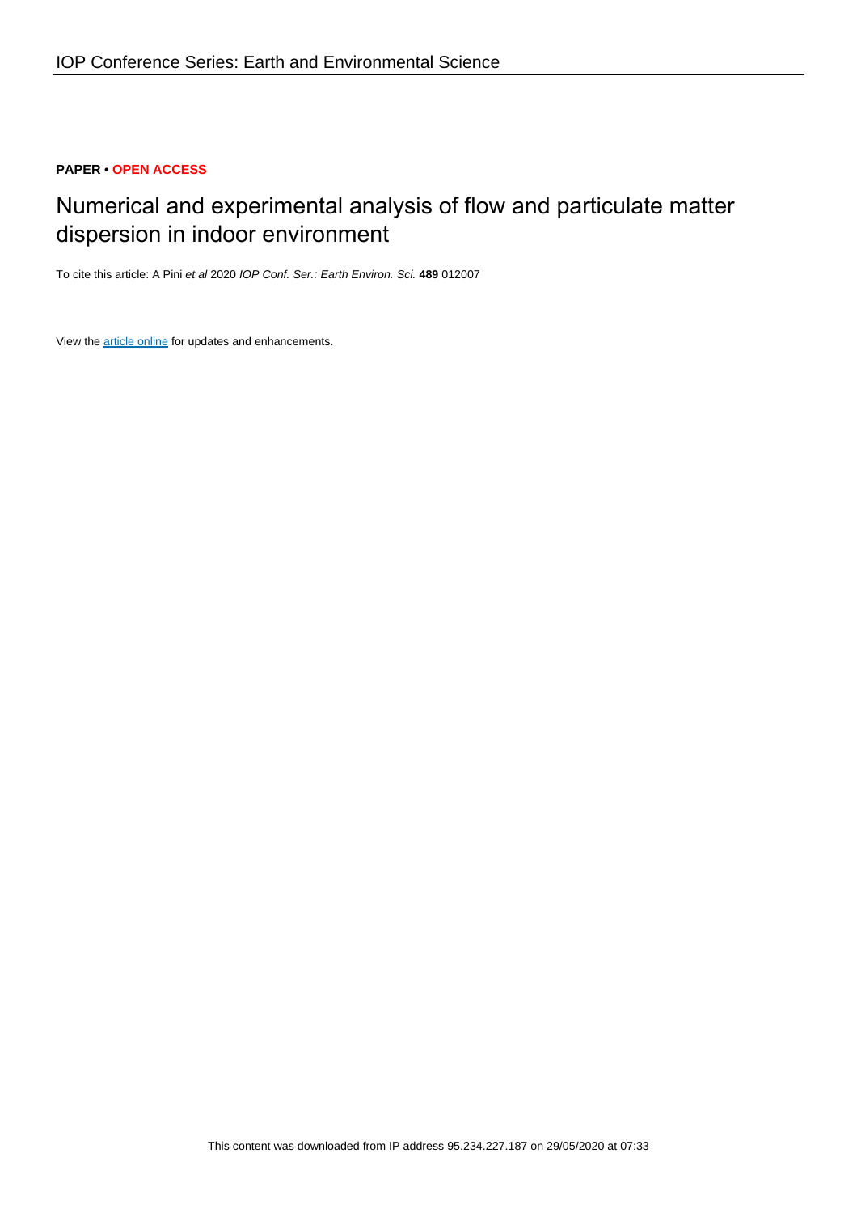**PAPER • OPEN ACCESS**

# Numerical and experimental analysis of flow and particulate matter dispersion in indoor environment

To cite this article: A Pini *et al* 2020 *IOP Conf. Ser.: Earth Environ. Sci.* **489** 012007

View the article online for updates and enhancements.

This content was downloaded from IP address 95.234.227.187 on 29/05/2020 at 07:33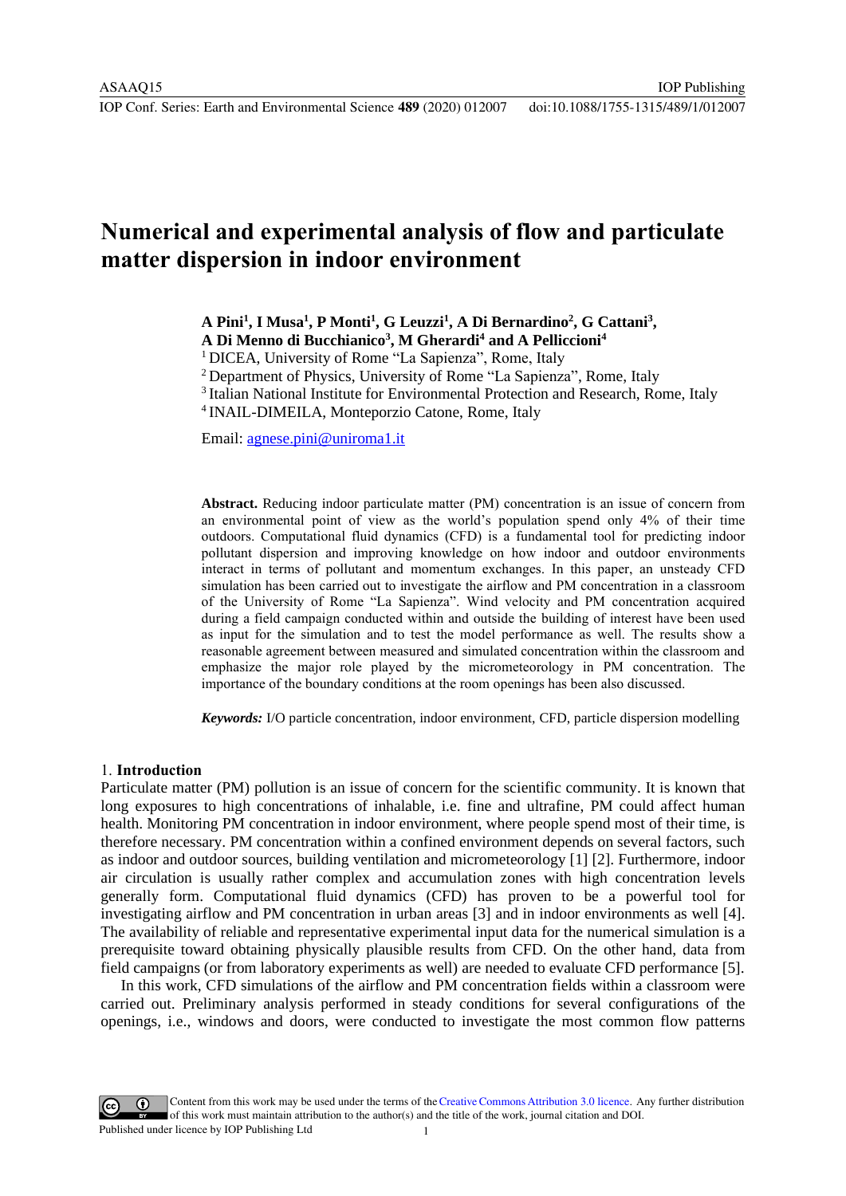# Numerical and experimental analysis of flow and particulate matter dispersion in indoor environment

**A Pini[1], I Musa[1], P Monti[1], G Leuzzi[1], A Di Bernardino[2], G Cattani[3], A Di Menno di Bucchianico[3], M Gherardi[4] and A Pelliccioni[4]**

[1] DICEA, University of Rome "La Sapienza", Rome, Italy
[2] Department of Physics, University of Rome "La Sapienza", Rome, Italy
[3] Italian National Institute for Environmental Protection and Research, Rome, Italy
[4] INAIL-DIMEILA, Monteporzio Catone, Rome, Italy

Email: agnese.pini@uniroma1.it

**Abstract.** Reducing indoor particulate matter (PM) concentration is an issue of concern from an environmental point of view as the world's population spend only 4% of their time outdoors. Computational fluid dynamics (CFD) is a fundamental tool for predicting indoor pollutant dispersion and improving knowledge on how indoor and outdoor environments interact in terms of pollutant and momentum exchanges. In this paper, an unsteady CFD simulation has been carried out to investigate the airflow and PM concentration in a classroom of the University of Rome "La Sapienza". Wind velocity and PM concentration acquired during a field campaign conducted within and outside the building of interest have been used as input for the simulation and to test the model performance as well. The results show a reasonable agreement between measured and simulated concentration within the classroom and emphasize the major role played by the micrometeorology in PM concentration. The importance of the boundary conditions at the room openings has been also discussed.

***Keywords:*** I/O particle concentration, indoor environment, CFD, particle dispersion modelling

## 1. Introduction

Particulate matter (PM) pollution is an issue of concern for the scientific community. It is known that long exposures to high concentrations of inhalable, i.e. fine and ultrafine, PM could affect human health. Monitoring PM concentration in indoor environment, where people spend most of their time, is therefore necessary. PM concentration within a confined environment depends on several factors, such as indoor and outdoor sources, building ventilation and micrometeorology [1] [2]. Furthermore, indoor air circulation is usually rather complex and accumulation zones with high concentration levels generally form. Computational fluid dynamics (CFD) has proven to be a powerful tool for investigating airflow and PM concentration in urban areas [3] and in indoor environments as well [4]. The availability of reliable and representative experimental input data for the numerical simulation is a prerequisite toward obtaining physically plausible results from CFD. On the other hand, data from field campaigns (or from laboratory experiments as well) are needed to evaluate CFD performance [5].

In this work, CFD simulations of the airflow and PM concentration fields within a classroom were carried out. Preliminary analysis performed in steady conditions for several configurations of the openings, i.e., windows and doors, were conducted to investigate the most common flow patterns

Content from this work may be used under the terms of the Creative Commons Attribution 3.0 licence. Any further distribution of this work must maintain attribution to the author(s) and the title of the work, journal citation and DOI.
Published under licence by IOP Publishing Ltd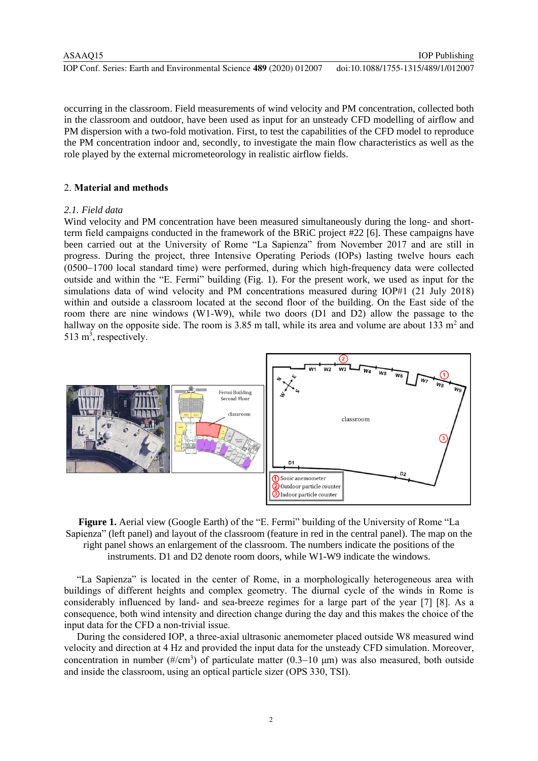occurring in the classroom. Field measurements of wind velocity and PM concentration, collected both in the classroom and outdoor, have been used as input for an unsteady CFD modelling of airflow and PM dispersion with a two-fold motivation. First, to test the capabilities of the CFD model to reproduce the PM concentration indoor and, secondly, to investigate the main flow characteristics as well as the role played by the external micrometeorology in realistic airflow fields.

## 2. Material and methods

### 2.1. Field data

Wind velocity and PM concentration have been measured simultaneously during the long- and short-term field campaigns conducted in the framework of the BRiC project #22 [6]. These campaigns have been carried out at the University of Rome "La Sapienza" from November 2017 and are still in progress. During the project, three Intensive Operating Periods (IOPs) lasting twelve hours each (0500–1700 local standard time) were performed, during which high-frequency data were collected outside and within the "E. Fermi" building (Fig. 1). For the present work, we used as input for the simulations data of wind velocity and PM concentrations measured during IOP#1 (21 July 2018) within and outside a classroom located at the second floor of the building. On the East side of the room there are nine windows (W1-W9), while two doors (D1 and D2) allow the passage to the hallway on the opposite side. The room is 3.85 m tall, while its area and volume are about 133 $m^2$ and 513 $m^3$, respectively.

**Figure 1.** Aerial view (Google Earth) of the "E. Fermi" building of the University of Rome "La Sapienza" (left panel) and layout of the classroom (feature in red in the central panel). The map on the right panel shows an enlargement of the classroom. The numbers indicate the positions of the instruments. D1 and D2 denote room doors, while W1-W9 indicate the windows.

"La Sapienza" is located in the center of Rome, in a morphologically heterogeneous area with buildings of different heights and complex geometry. The diurnal cycle of the winds in Rome is considerably influenced by land- and sea-breeze regimes for a large part of the year [7] [8]. As a consequence, both wind intensity and direction change during the day and this makes the choice of the input data for the CFD a non-trivial issue.

During the considered IOP, a three-axial ultrasonic anemometer placed outside W8 measured wind velocity and direction at 4 Hz and provided the input data for the unsteady CFD simulation. Moreover, concentration in number (#/$cm^3$) of particulate matter (0.3–10 μm) was also measured, both outside and inside the classroom, using an optical particle sizer (OPS 330, TSI).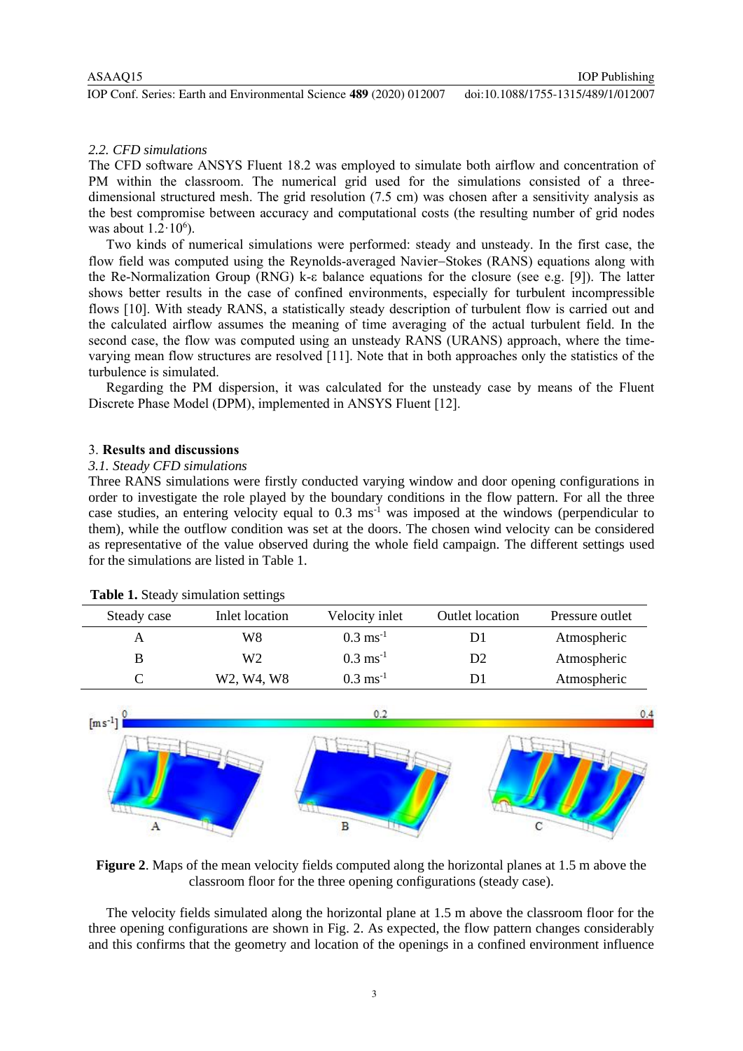### *2.2. CFD simulations*

The CFD software ANSYS Fluent 18.2 was employed to simulate both airflow and concentration of PM within the classroom. The numerical grid used for the simulations consisted of a three-dimensional structured mesh. The grid resolution (7.5 cm) was chosen after a sensitivity analysis as the best compromise between accuracy and computational costs (the resulting number of grid nodes was about $1.2 \cdot 10^6$).

Two kinds of numerical simulations were performed: steady and unsteady. In the first case, the flow field was computed using the Reynolds-averaged Navier−Stokes (RANS) equations along with the Re-Normalization Group (RNG) k-ε balance equations for the closure (see e.g. [9]). The latter shows better results in the case of confined environments, especially for turbulent incompressible flows [10]. With steady RANS, a statistically steady description of turbulent flow is carried out and the calculated airflow assumes the meaning of time averaging of the actual turbulent field. In the second case, the flow was computed using an unsteady RANS (URANS) approach, where the time-varying mean flow structures are resolved [11]. Note that in both approaches only the statistics of the turbulence is simulated.

Regarding the PM dispersion, it was calculated for the unsteady case by means of the Fluent Discrete Phase Model (DPM), implemented in ANSYS Fluent [12].

## 3. **Results and discussions**

### *3.1. Steady CFD simulations*

Three RANS simulations were firstly conducted varying window and door opening configurations in order to investigate the role played by the boundary conditions in the flow pattern. For all the three case studies, an entering velocity equal to 0.3 $ms^{-1}$ was imposed at the windows (perpendicular to them), while the outflow condition was set at the doors. The chosen wind velocity can be considered as representative of the value observed during the whole field campaign. The different settings used for the simulations are listed in Table 1.

**Table 1.** Steady simulation settings

| Steady case | Inlet location | Velocity inlet | Outlet location | Pressure outlet |
|---|---|---|---|---|
| A | W8 | 0.3 $ms^{-1}$ | D1 | Atmospheric |
| B | W2 | 0.3 $ms^{-1}$ | D2 | Atmospheric |
| C | W2, W4, W8 | 0.3 $ms^{-1}$ | D1 | Atmospheric |

[$ms^{-1}$] 0 0.2 0.4

A B C

**Figure 2**. Maps of the mean velocity fields computed along the horizontal planes at 1.5 m above the classroom floor for the three opening configurations (steady case).

The velocity fields simulated along the horizontal plane at 1.5 m above the classroom floor for the three opening configurations are shown in Fig. 2. As expected, the flow pattern changes considerably and this confirms that the geometry and location of the openings in a confined environment influence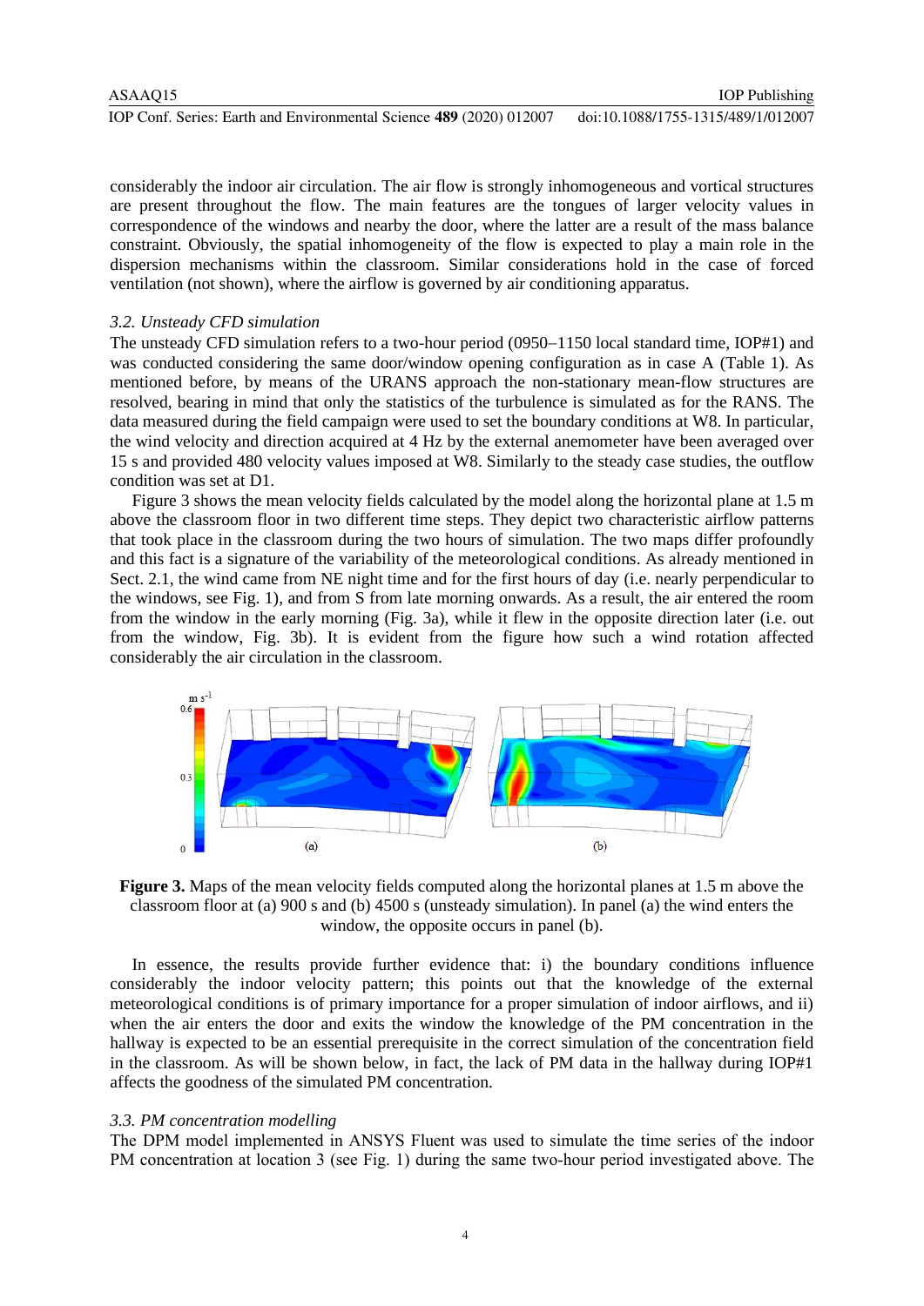considerably the indoor air circulation. The air flow is strongly inhomogeneous and vortical structures are present throughout the flow. The main features are the tongues of larger velocity values in correspondence of the windows and nearby the door, where the latter are a result of the mass balance constraint. Obviously, the spatial inhomogeneity of the flow is expected to play a main role in the dispersion mechanisms within the classroom. Similar considerations hold in the case of forced ventilation (not shown), where the airflow is governed by air conditioning apparatus.

### *3.2. Unsteady CFD simulation*

The unsteady CFD simulation refers to a two-hour period (0950–1150 local standard time, IOP#1) and was conducted considering the same door/window opening configuration as in case A (Table 1). As mentioned before, by means of the URANS approach the non-stationary mean-flow structures are resolved, bearing in mind that only the statistics of the turbulence is simulated as for the RANS. The data measured during the field campaign were used to set the boundary conditions at W8. In particular, the wind velocity and direction acquired at 4 Hz by the external anemometer have been averaged over 15 s and provided 480 velocity values imposed at W8. Similarly to the steady case studies, the outflow condition was set at D1.

Figure 3 shows the mean velocity fields calculated by the model along the horizontal plane at 1.5 m above the classroom floor in two different time steps. They depict two characteristic airflow patterns that took place in the classroom during the two hours of simulation. The two maps differ profoundly and this fact is a signature of the variability of the meteorological conditions. As already mentioned in Sect. 2.1, the wind came from NE night time and for the first hours of day (i.e. nearly perpendicular to the windows, see Fig. 1), and from S from late morning onwards. As a result, the air entered the room from the window in the early morning (Fig. 3a), while it flew in the opposite direction later (i.e. out from the window, Fig. 3b). It is evident from the figure how such a wind rotation affected considerably the air circulation in the classroom.

m s$^{-1}$
0.6
0.3
0
(a)
(b)

**Figure 3.** Maps of the mean velocity fields computed along the horizontal planes at 1.5 m above the classroom floor at (a) 900 s and (b) 4500 s (unsteady simulation). In panel (a) the wind enters the window, the opposite occurs in panel (b).

In essence, the results provide further evidence that: i) the boundary conditions influence considerably the indoor velocity pattern; this points out that the knowledge of the external meteorological conditions is of primary importance for a proper simulation of indoor airflows, and ii) when the air enters the door and exits the window the knowledge of the PM concentration in the hallway is expected to be an essential prerequisite in the correct simulation of the concentration field in the classroom. As will be shown below, in fact, the lack of PM data in the hallway during IOP#1 affects the goodness of the simulated PM concentration.

### *3.3. PM concentration modelling*

The DPM model implemented in ANSYS Fluent was used to simulate the time series of the indoor PM concentration at location 3 (see Fig. 1) during the same two-hour period investigated above. The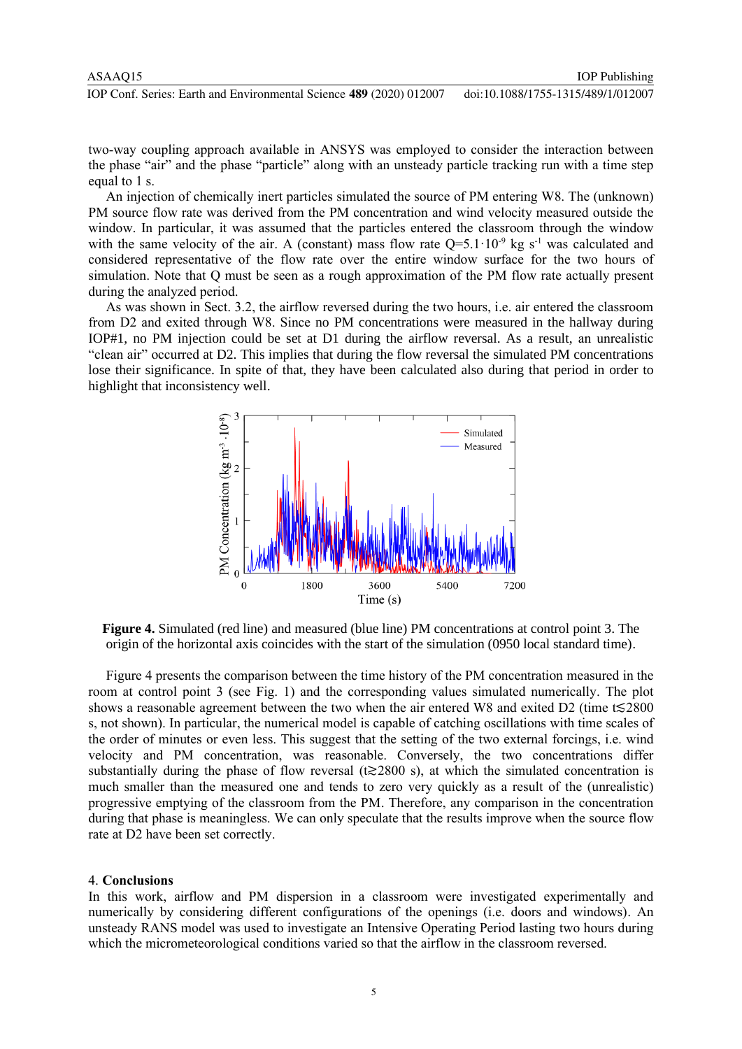two-way coupling approach available in ANSYS was employed to consider the interaction between the phase "air" and the phase "particle" along with an unsteady particle tracking run with a time step equal to 1 s.

An injection of chemically inert particles simulated the source of PM entering W8. The (unknown) PM source flow rate was derived from the PM concentration and wind velocity measured outside the window. In particular, it was assumed that the particles entered the classroom through the window with the same velocity of the air. A (constant) mass flow rate $Q=5.1\cdot10^{-9}$ kg s$^{-1}$ was calculated and considered representative of the flow rate over the entire window surface for the two hours of simulation. Note that Q must be seen as a rough approximation of the PM flow rate actually present during the analyzed period.

As was shown in Sect. 3.2, the airflow reversed during the two hours, i.e. air entered the classroom from D2 and exited through W8. Since no PM concentrations were measured in the hallway during IOP#1, no PM injection could be set at D1 during the airflow reversal. As a result, an unrealistic "clean air" occurred at D2. This implies that during the flow reversal the simulated PM concentrations lose their significance. In spite of that, they have been calculated also during that period in order to highlight that inconsistency well.

PM Concentration (kg m$^{-3}$ $\cdot10^{-8}$)
3
2
1
0
0
1800
3600
5400
7200
Time (s)
Simulated
Measured

**Figure 4.** Simulated (red line) and measured (blue line) PM concentrations at control point 3. The origin of the horizontal axis coincides with the start of the simulation (0950 local standard time).

Figure 4 presents the comparison between the time history of the PM concentration measured in the room at control point 3 (see Fig. 1) and the corresponding values simulated numerically. The plot shows a reasonable agreement between the two when the air entered W8 and exited D2 (time t$\lesssim$2800 s, not shown). In particular, the numerical model is capable of catching oscillations with time scales of the order of minutes or even less. This suggest that the setting of the two external forcings, i.e. wind velocity and PM concentration, was reasonable. Conversely, the two concentrations differ substantially during the phase of flow reversal (t$\gtrsim$2800 s), at which the simulated concentration is much smaller than the measured one and tends to zero very quickly as a result of the (unrealistic) progressive emptying of the classroom from the PM. Therefore, any comparison in the concentration during that phase is meaningless. We can only speculate that the results improve when the source flow rate at D2 have been set correctly.

## 4. Conclusions

In this work, airflow and PM dispersion in a classroom were investigated experimentally and numerically by considering different configurations of the openings (i.e. doors and windows). An unsteady RANS model was used to investigate an Intensive Operating Period lasting two hours during which the micrometeorological conditions varied so that the airflow in the classroom reversed.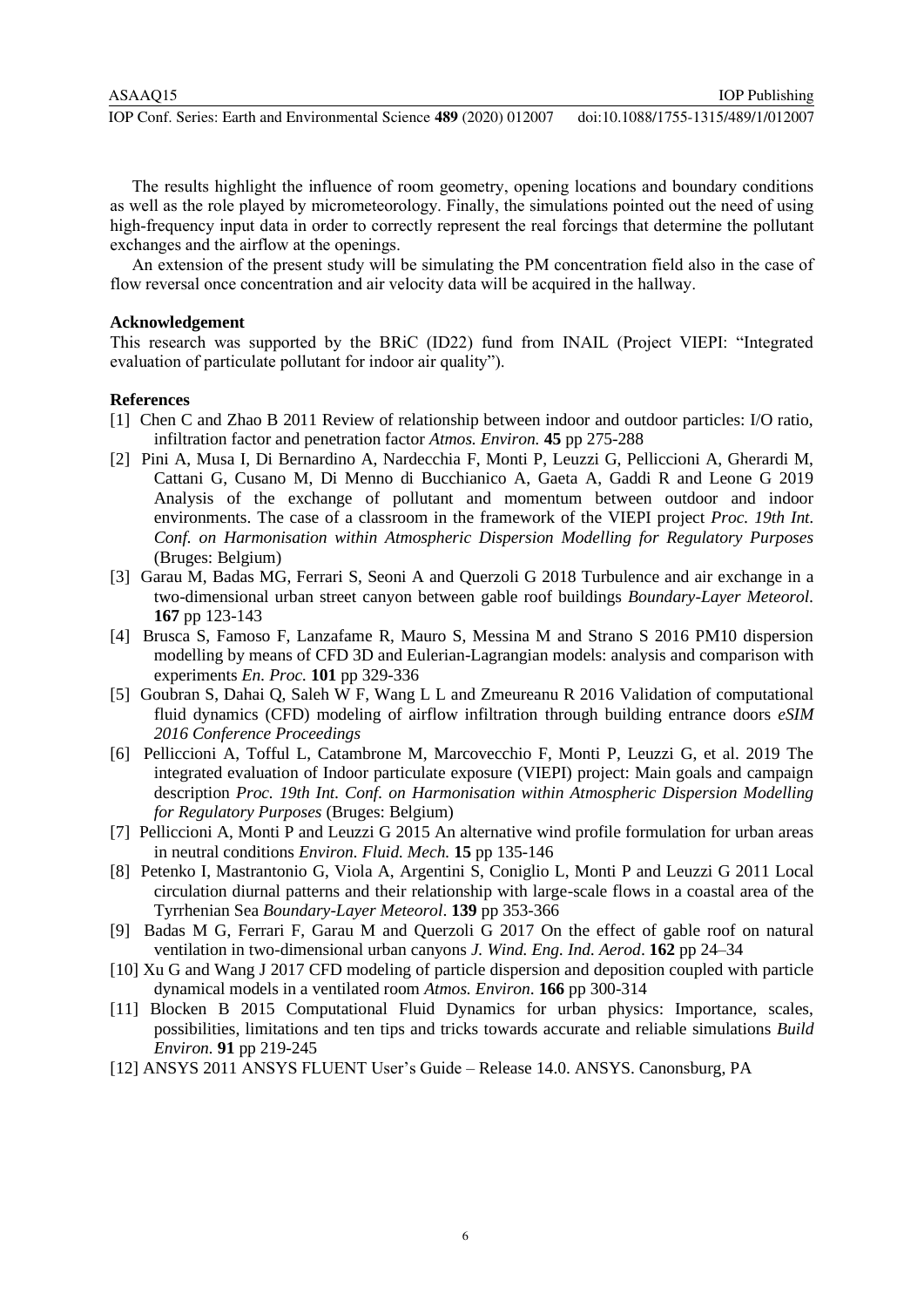The results highlight the influence of room geometry, opening locations and boundary conditions as well as the role played by micrometeorology. Finally, the simulations pointed out the need of using high-frequency input data in order to correctly represent the real forcings that determine the pollutant exchanges and the airflow at the openings.

An extension of the present study will be simulating the PM concentration field also in the case of flow reversal once concentration and air velocity data will be acquired in the hallway.

## Acknowledgement

This research was supported by the BRiC (ID22) fund from INAIL (Project VIEPI: "Integrated evaluation of particulate pollutant for indoor air quality").

## References

[1] Chen C and Zhao B 2011 Review of relationship between indoor and outdoor particles: I/O ratio, infiltration factor and penetration factor *Atmos. Environ.* **45** pp 275-288

[2] Pini A, Musa I, Di Bernardino A, Nardecchia F, Monti P, Leuzzi G, Pelliccioni A, Gherardi M, Cattani G, Cusano M, Di Menno di Bucchianico A, Gaeta A, Gaddi R and Leone G 2019 Analysis of the exchange of pollutant and momentum between outdoor and indoor environments. The case of a classroom in the framework of the VIEPI project *Proc. 19th Int. Conf. on Harmonisation within Atmospheric Dispersion Modelling for Regulatory Purposes* (Bruges: Belgium)

[3] Garau M, Badas MG, Ferrari S, Seoni A and Querzoli G 2018 Turbulence and air exchange in a two-dimensional urban street canyon between gable roof buildings *Boundary-Layer Meteorol.* **167** pp 123-143

[4] Brusca S, Famoso F, Lanzafame R, Mauro S, Messina M and Strano S 2016 PM10 dispersion modelling by means of CFD 3D and Eulerian-Lagrangian models: analysis and comparison with experiments *En. Proc.* **101** pp 329-336

[5] Goubran S, Dahai Q, Saleh W F, Wang L L and Zmeureanu R 2016 Validation of computational fluid dynamics (CFD) modeling of airflow infiltration through building entrance doors *eSIM 2016 Conference Proceedings*

[6] Pelliccioni A, Tofful L, Catambrone M, Marcovecchio F, Monti P, Leuzzi G, et al. 2019 The integrated evaluation of Indoor particulate exposure (VIEPI) project: Main goals and campaign description *Proc. 19th Int. Conf. on Harmonisation within Atmospheric Dispersion Modelling for Regulatory Purposes* (Bruges: Belgium)

[7] Pelliccioni A, Monti P and Leuzzi G 2015 An alternative wind profile formulation for urban areas in neutral conditions *Environ. Fluid. Mech.* **15** pp 135-146

[8] Petenko I, Mastrantonio G, Viola A, Argentini S, Coniglio L, Monti P and Leuzzi G 2011 Local circulation diurnal patterns and their relationship with large-scale flows in a coastal area of the Tyrrhenian Sea *Boundary-Layer Meteorol*. **139** pp 353-366

[9] Badas M G, Ferrari F, Garau M and Querzoli G 2017 On the effect of gable roof on natural ventilation in two-dimensional urban canyons *J. Wind. Eng. Ind. Aerod*. **162** pp 24–34

[10] Xu G and Wang J 2017 CFD modeling of particle dispersion and deposition coupled with particle dynamical models in a ventilated room *Atmos. Environ*. **166** pp 300-314

[11] Blocken B 2015 Computational Fluid Dynamics for urban physics: Importance, scales, possibilities, limitations and ten tips and tricks towards accurate and reliable simulations *Build Environ.* **91** pp 219-245

[12] ANSYS 2011 ANSYS FLUENT User's Guide – Release 14.0. ANSYS. Canonsburg, PA